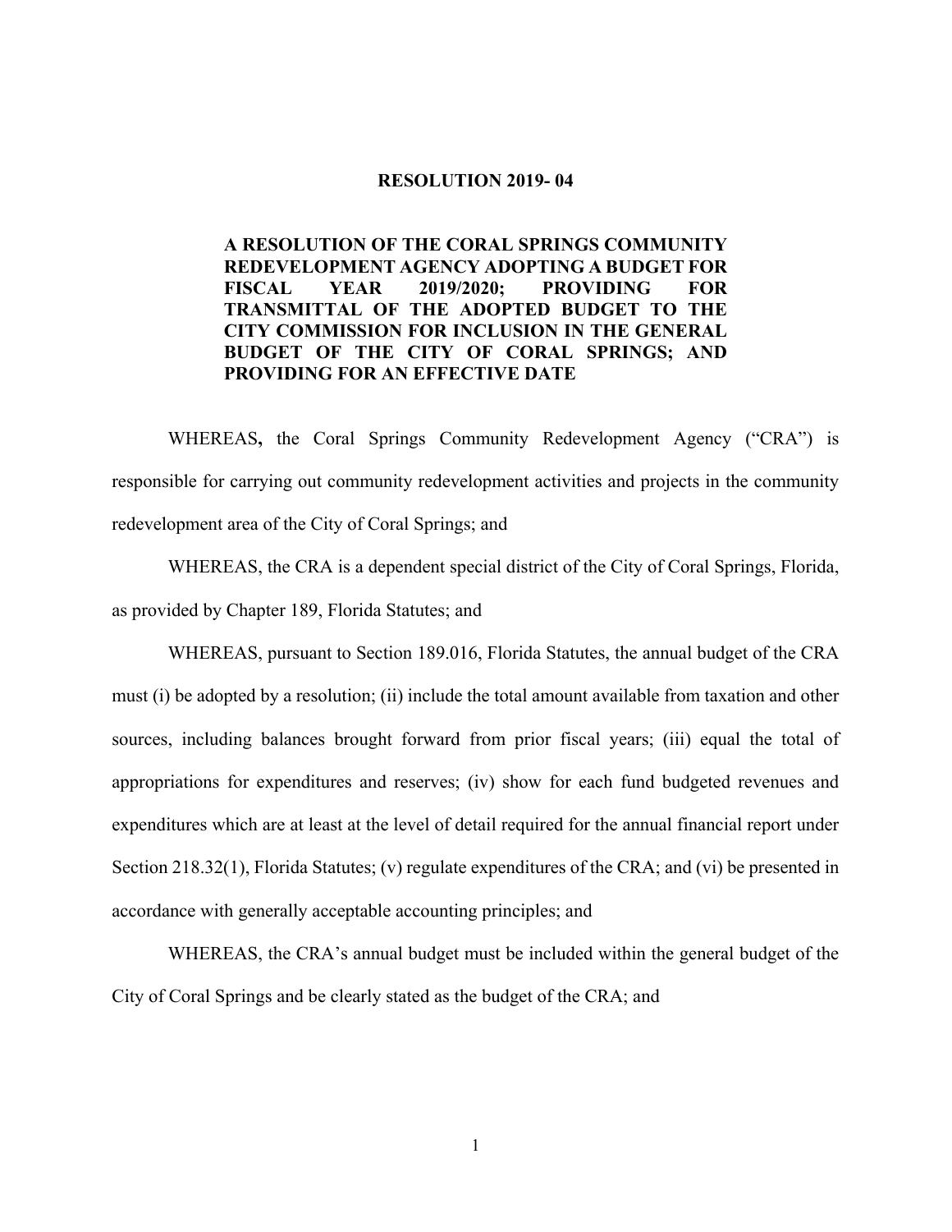# RESOLUTION 2019- 04

**A RESOLUTION OF THE CORAL SPRINGS COMMUNITY REDEVELOPMENT AGENCY ADOPTING A BUDGET FOR FISCAL YEAR 2019/2020; PROVIDING FOR TRANSMITTAL OF THE ADOPTED BUDGET TO THE CITY COMMISSION FOR INCLUSION IN THE GENERAL BUDGET OF THE CITY OF CORAL SPRINGS; AND PROVIDING FOR AN EFFECTIVE DATE**

WHEREAS**,** the Coral Springs Community Redevelopment Agency ("CRA") is responsible for carrying out community redevelopment activities and projects in the community redevelopment area of the City of Coral Springs; and

WHEREAS, the CRA is a dependent special district of the City of Coral Springs, Florida, as provided by Chapter 189, Florida Statutes; and

WHEREAS, pursuant to Section 189.016, Florida Statutes, the annual budget of the CRA must (i) be adopted by a resolution; (ii) include the total amount available from taxation and other sources, including balances brought forward from prior fiscal years; (iii) equal the total of appropriations for expenditures and reserves; (iv) show for each fund budgeted revenues and expenditures which are at least at the level of detail required for the annual financial report under Section 218.32(1), Florida Statutes; (v) regulate expenditures of the CRA; and (vi) be presented in accordance with generally acceptable accounting principles; and

WHEREAS, the CRA's annual budget must be included within the general budget of the City of Coral Springs and be clearly stated as the budget of the CRA; and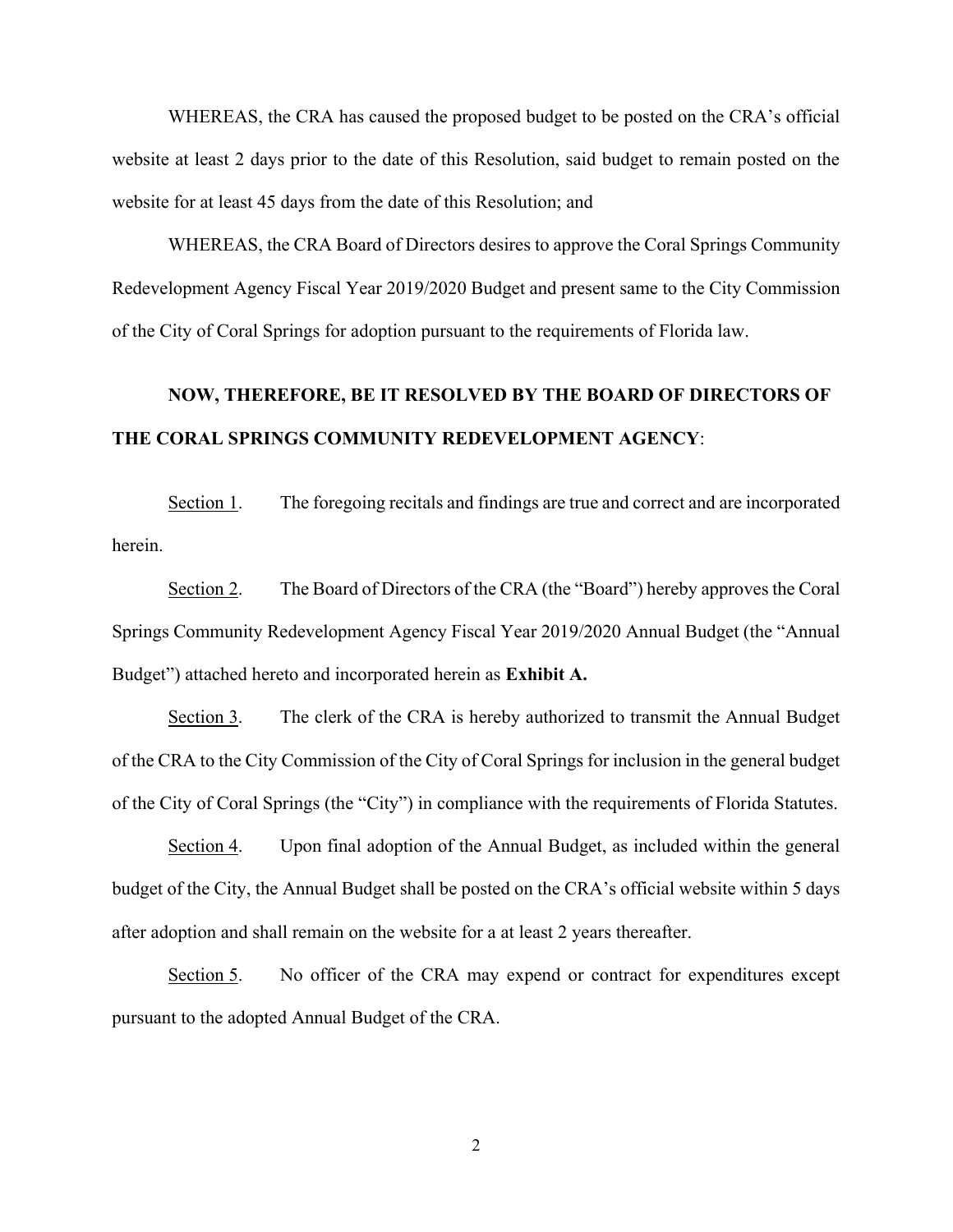WHEREAS, the CRA has caused the proposed budget to be posted on the CRA's official website at least 2 days prior to the date of this Resolution, said budget to remain posted on the website for at least 45 days from the date of this Resolution; and

WHEREAS, the CRA Board of Directors desires to approve the Coral Springs Community Redevelopment Agency Fiscal Year 2019/2020 Budget and present same to the City Commission of the City of Coral Springs for adoption pursuant to the requirements of Florida law.

**NOW, THEREFORE, BE IT RESOLVED BY THE BOARD OF DIRECTORS OF THE CORAL SPRINGS COMMUNITY REDEVELOPMENT AGENCY**:

Section 1. The foregoing recitals and findings are true and correct and are incorporated herein.

Section 2. The Board of Directors of the CRA (the "Board") hereby approves the Coral Springs Community Redevelopment Agency Fiscal Year 2019/2020 Annual Budget (the "Annual Budget") attached hereto and incorporated herein as **Exhibit A.**

Section 3. The clerk of the CRA is hereby authorized to transmit the Annual Budget of the CRA to the City Commission of the City of Coral Springs for inclusion in the general budget of the City of Coral Springs (the "City") in compliance with the requirements of Florida Statutes.

Section 4. Upon final adoption of the Annual Budget, as included within the general budget of the City, the Annual Budget shall be posted on the CRA's official website within 5 days after adoption and shall remain on the website for a at least 2 years thereafter.

Section 5. No officer of the CRA may expend or contract for expenditures except pursuant to the adopted Annual Budget of the CRA.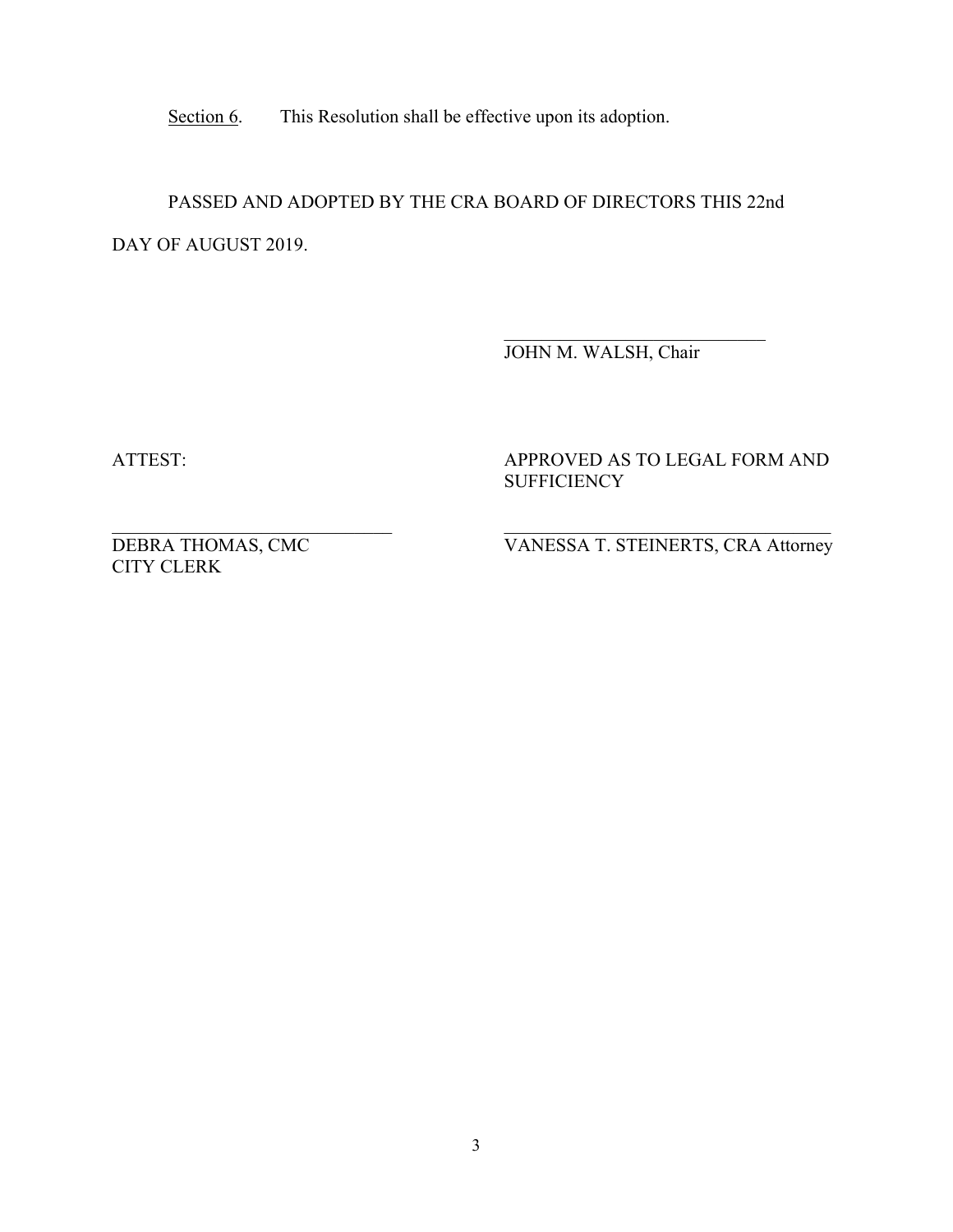<u>Section 6</u>. This Resolution shall be effective upon its adoption.

PASSED AND ADOPTED BY THE CRA BOARD OF DIRECTORS THIS 22nd DAY OF AUGUST 2019.

\_\_\_\_\_\_\_\_\_\_\_\_\_\_\_\_\_\_\_\_\_\_\_\_\_\_\_\_
JOHN M. WALSH, Chair

ATTEST:

\_\_\_\_\_\_\_\_\_\_\_\_\_\_\_\_\_\_\_\_\_\_\_\_\_\_\_\_
DEBRA THOMAS, CMC
CITY CLERK

APPROVED AS TO LEGAL FORM AND SUFFICIENCY

\_\_\_\_\_\_\_\_\_\_\_\_\_\_\_\_\_\_\_\_\_\_\_\_\_\_\_\_
VANESSA T. STEINERTS, CRA Attorney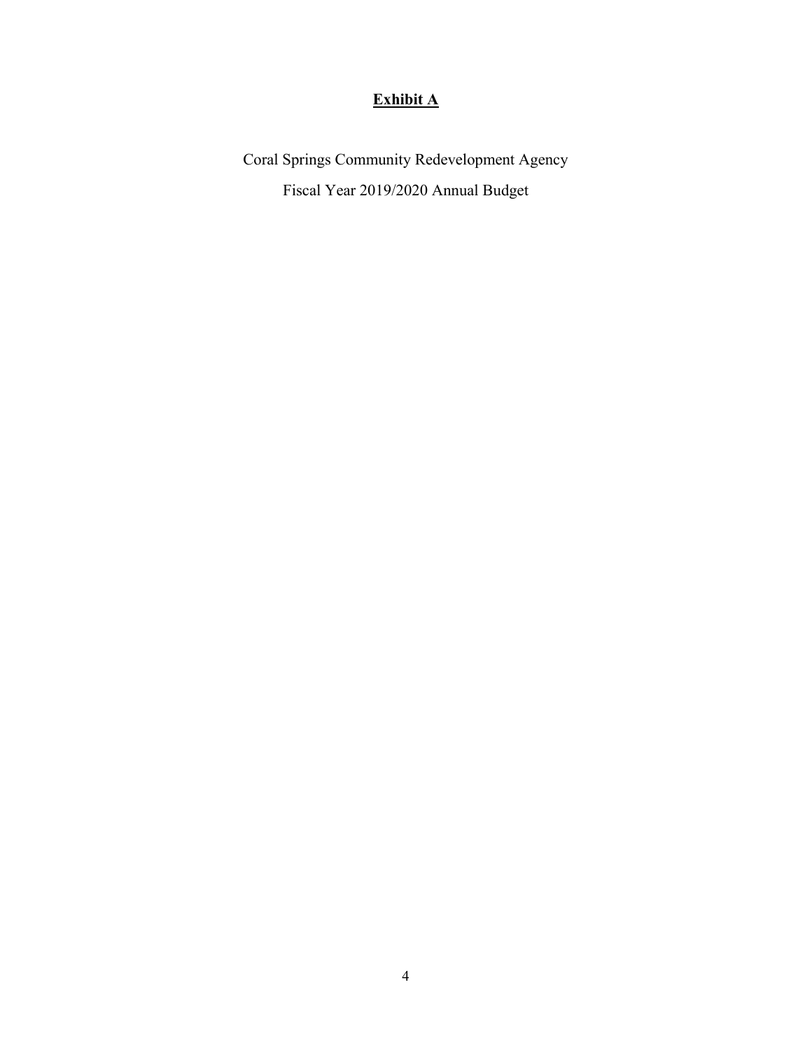# **Exhibit A**

Coral Springs Community Redevelopment Agency

Fiscal Year 2019/2020 Annual Budget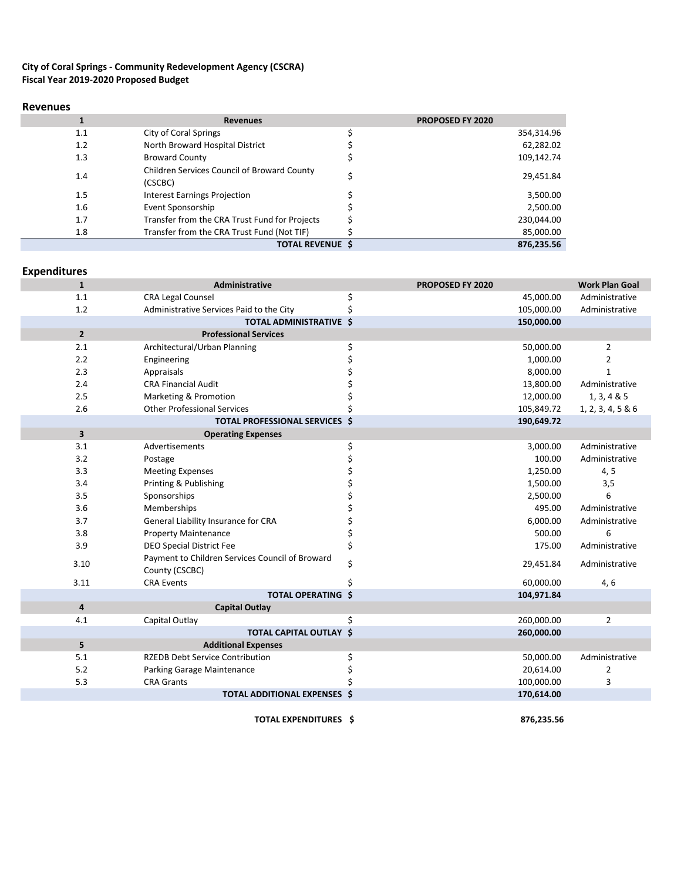**City of Coral Springs - Community Redevelopment Agency (CSCRA)**
**Fiscal Year 2019-2020 Proposed Budget**

## Revenues

| 1 | Revenues | | PROPOSED FY 2020 |
|---|---|---|---|
| 1.1 | City of Coral Springs | $ | 354,314.96 |
| 1.2 | North Broward Hospital District | $ | 62,282.02 |
| 1.3 | Broward County | $ | 109,142.74 |
| 1.4 | Children Services Council of Broward County (CSCBC) | $ | 29,451.84 |
| 1.5 | Interest Earnings Projection | $ | 3,500.00 |
| 1.6 | Event Sponsorship | $ | 2,500.00 |
| 1.7 | Transfer from the CRA Trust Fund for Projects | $ | 230,044.00 |
| 1.8 | Transfer from the CRA Trust Fund (Not TIF) | $ | 85,000.00 |
| | **TOTAL REVENUE** | **$** | **876,235.56** |

## Expenditures

| 1 | Administrative | | PROPOSED FY 2020 | Work Plan Goal |
|---|---|---|---|---|
| 1.1 | CRA Legal Counsel | $ | 45,000.00 | Administrative |
| 1.2 | Administrative Services Paid to the City | $ | 105,000.00 | Administrative |
| | **TOTAL ADMINISTRATIVE** | **$** | **150,000.00** | |
| **2** | **Professional Services** | | | |
| 2.1 | Architectural/Urban Planning | $ | 50,000.00 | 2 |
| 2.2 | Engineering | $ | 1,000.00 | 2 |
| 2.3 | Appraisals | $ | 8,000.00 | 1 |
| 2.4 | CRA Financial Audit | $ | 13,800.00 | Administrative |
| 2.5 | Marketing & Promotion | $ | 12,000.00 | 1, 3, 4 & 5 |
| 2.6 | Other Professional Services | $ | 105,849.72 | 1, 2, 3, 4, 5 & 6 |
| | **TOTAL PROFESSIONAL SERVICES** | **$** | **190,649.72** | |
| **3** | **Operating Expenses** | | | |
| 3.1 | Advertisements | $ | 3,000.00 | Administrative |
| 3.2 | Postage | $ | 100.00 | Administrative |
| 3.3 | Meeting Expenses | $ | 1,250.00 | 4, 5 |
| 3.4 | Printing & Publishing | $ | 1,500.00 | 3,5 |
| 3.5 | Sponsorships | $ | 2,500.00 | 6 |
| 3.6 | Memberships | $ | 495.00 | Administrative |
| 3.7 | General Liability Insurance for CRA | $ | 6,000.00 | Administrative |
| 3.8 | Property Maintenance | $ | 500.00 | 6 |
| 3.9 | DEO Special District Fee | $ | 175.00 | Administrative |
| 3.10 | Payment to Children Services Council of Broward County (CSCBC) | $ | 29,451.84 | Administrative |
| 3.11 | CRA Events | $ | 60,000.00 | 4, 6 |
| | **TOTAL OPERATING** | **$** | **104,971.84** | |
| **4** | **Capital Outlay** | | | |
| 4.1 | Capital Outlay | $ | 260,000.00 | 2 |
| | **TOTAL CAPITAL OUTLAY** | **$** | **260,000.00** | |
| **5** | **Additional Expenses** | | | |
| 5.1 | RZEDB Debt Service Contribution | $ | 50,000.00 | Administrative |
| 5.2 | Parking Garage Maintenance | $ | 20,614.00 | 2 |
| 5.3 | CRA Grants | $ | 100,000.00 | 3 |
| | **TOTAL ADDITIONAL EXPENSES** | **$** | **170,614.00** | |
| | **TOTAL EXPENDITURES** | **$** | **876,235.56** | |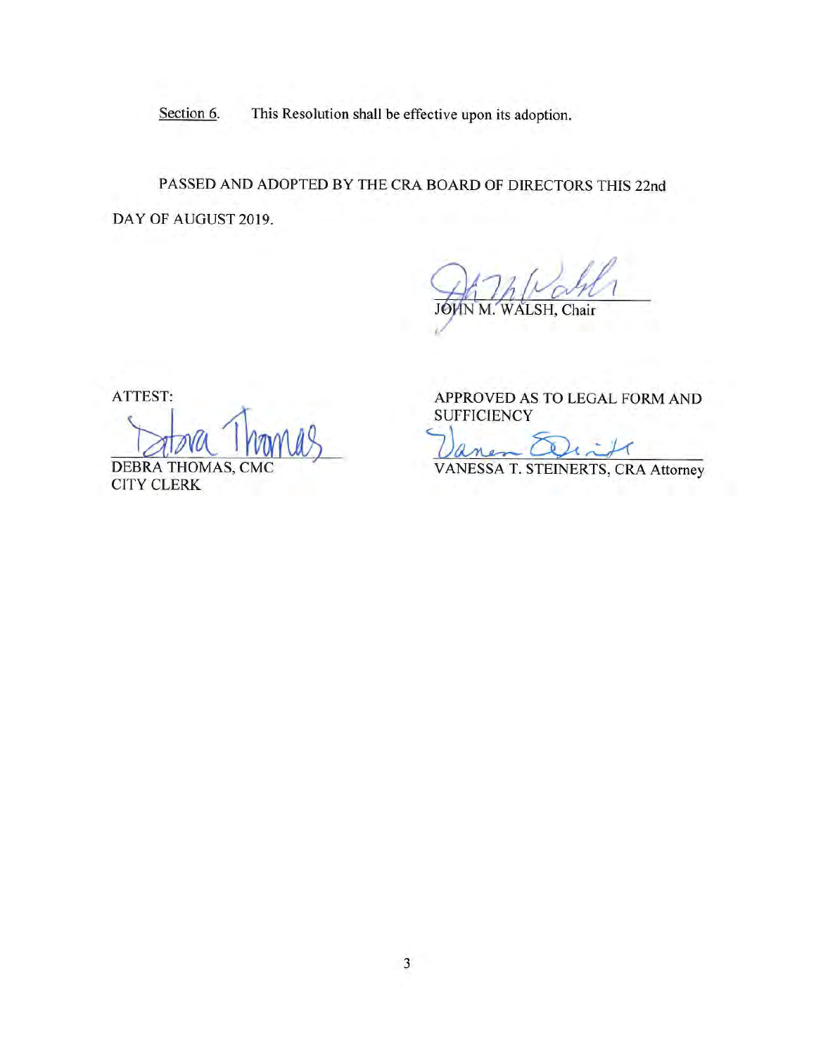Section 6. This Resolution shall be effective upon its adoption.

PASSED AND ADOPTED BY THE CRA BOARD OF DIRECTORS THIS 22nd DAY OF AUGUST 2019.

JOHN M. WALSH, Chair

ATTEST:

DEBRA THOMAS, CMC
CITY CLERK

APPROVED AS TO LEGAL FORM AND SUFFICIENCY

VANESSA T. STEINERTS, CRA Attorney